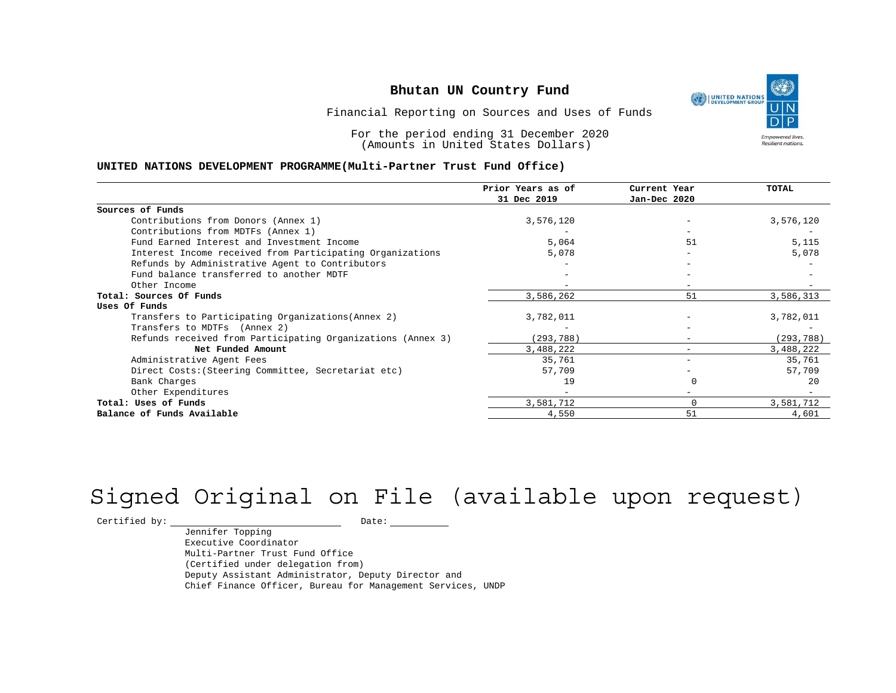# Bhutan UN Country Fund

Financial Reporting on Sources and Uses of Funds

For the period ending 31 December 2020
(Amounts in United States Dollars)

**UNITED NATIONS DEVELOPMENT PROGRAMME(Multi-Partner Trust Fund Office)**

| | Prior Years as of 31 Dec 2019 | Current Year Jan-Dec 2020 | TOTAL |
|---|---|---|---|
| **Sources of Funds** | | | |
| Contributions from Donors (Annex 1) | 3,576,120 | - | 3,576,120 |
| Contributions from MDTFs (Annex 1) | - | - | - |
| Fund Earned Interest and Investment Income | 5,064 | 51 | 5,115 |
| Interest Income received from Participating Organizations | 5,078 | - | 5,078 |
| Refunds by Administrative Agent to Contributors | - | - | - |
| Fund balance transferred to another MDTF | - | - | - |
| Other Income | - | - | - |
| **Total: Sources Of Funds** | 3,586,262 | 51 | 3,586,313 |
| **Uses Of Funds** | | | |
| Transfers to Participating Organizations(Annex 2) | 3,782,011 | - | 3,782,011 |
| Transfers to MDTFs (Annex 2) | - | - | - |
| Refunds received from Participating Organizations (Annex 3) | (293,788) | - | (293,788) |
| **Net Funded Amount** | 3,488,222 | - | 3,488,222 |
| Administrative Agent Fees | 35,761 | - | 35,761 |
| Direct Costs:(Steering Committee, Secretariat etc) | 57,709 | - | 57,709 |
| Bank Charges | 19 | 0 | 20 |
| Other Expenditures | - | - | - |
| **Total: Uses of Funds** | 3,581,712 | 0 | 3,581,712 |
| **Balance of Funds Available** | 4,550 | 51 | 4,601 |

Signed Original on File (available upon request)

Certified by: \_\_\_\_\_\_\_\_\_\_\_\_\_\_\_\_\_\_\_\_ Date: \_\_\_\_\_\_\_\_\_\_

Jennifer Topping
Executive Coordinator
Multi-Partner Trust Fund Office
(Certified under delegation from)
Deputy Assistant Administrator, Deputy Director and
Chief Finance Officer, Bureau for Management Services, UNDP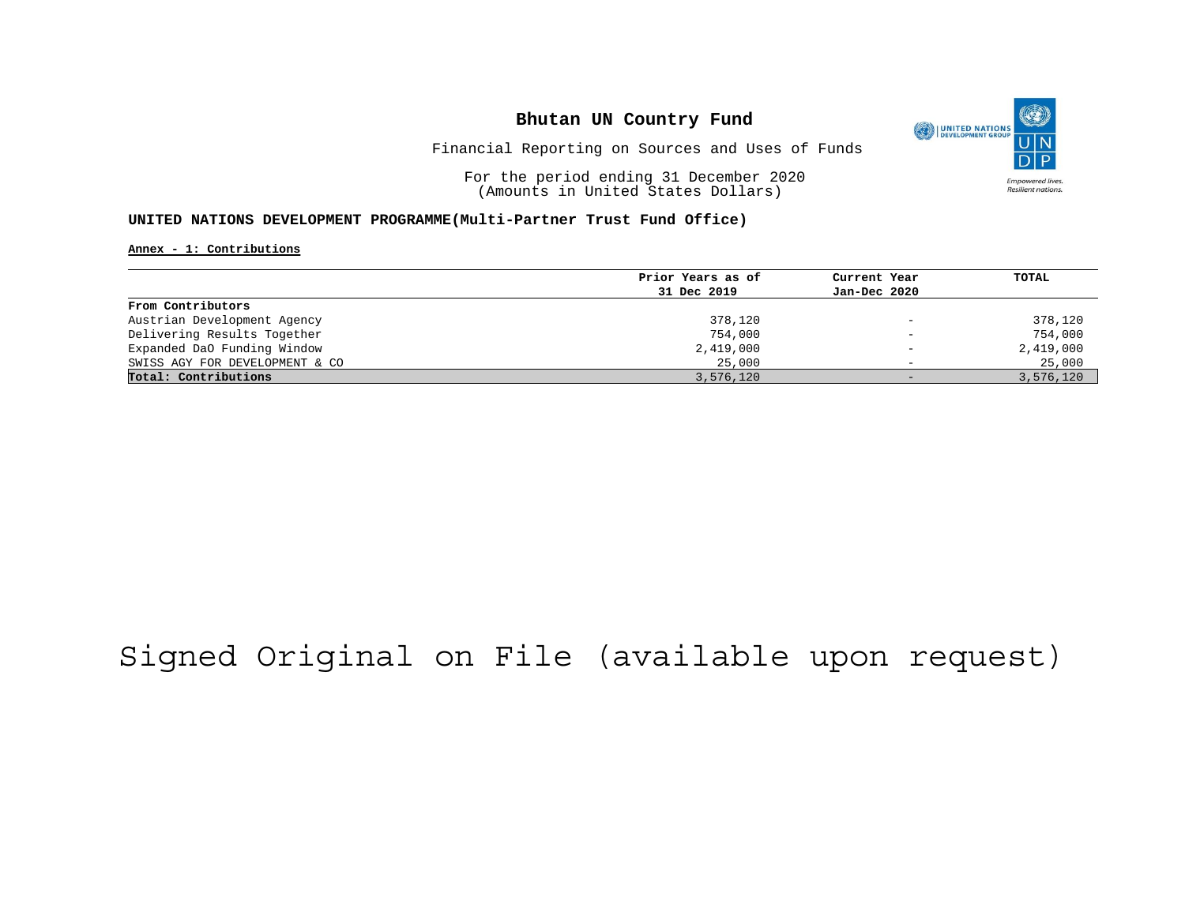# Bhutan UN Country Fund

Financial Reporting on Sources and Uses of Funds

For the period ending 31 December 2020
(Amounts in United States Dollars)

**UNITED NATIONS DEVELOPMENT PROGRAMME(Multi-Partner Trust Fund Office)**

**Annex - 1: Contributions**

| | Prior Years as of 31 Dec 2019 | Current Year Jan-Dec 2020 | TOTAL |
|---|---|---|---|
| **From Contributors** | | | |
| Austrian Development Agency | 378,120 | - | 378,120 |
| Delivering Results Together | 754,000 | - | 754,000 |
| Expanded DaO Funding Window | 2,419,000 | - | 2,419,000 |
| SWISS AGY FOR DEVELOPMENT & CO | 25,000 | - | 25,000 |
| **Total: Contributions** | 3,576,120 | - | 3,576,120 |

Signed Original on File (available upon request)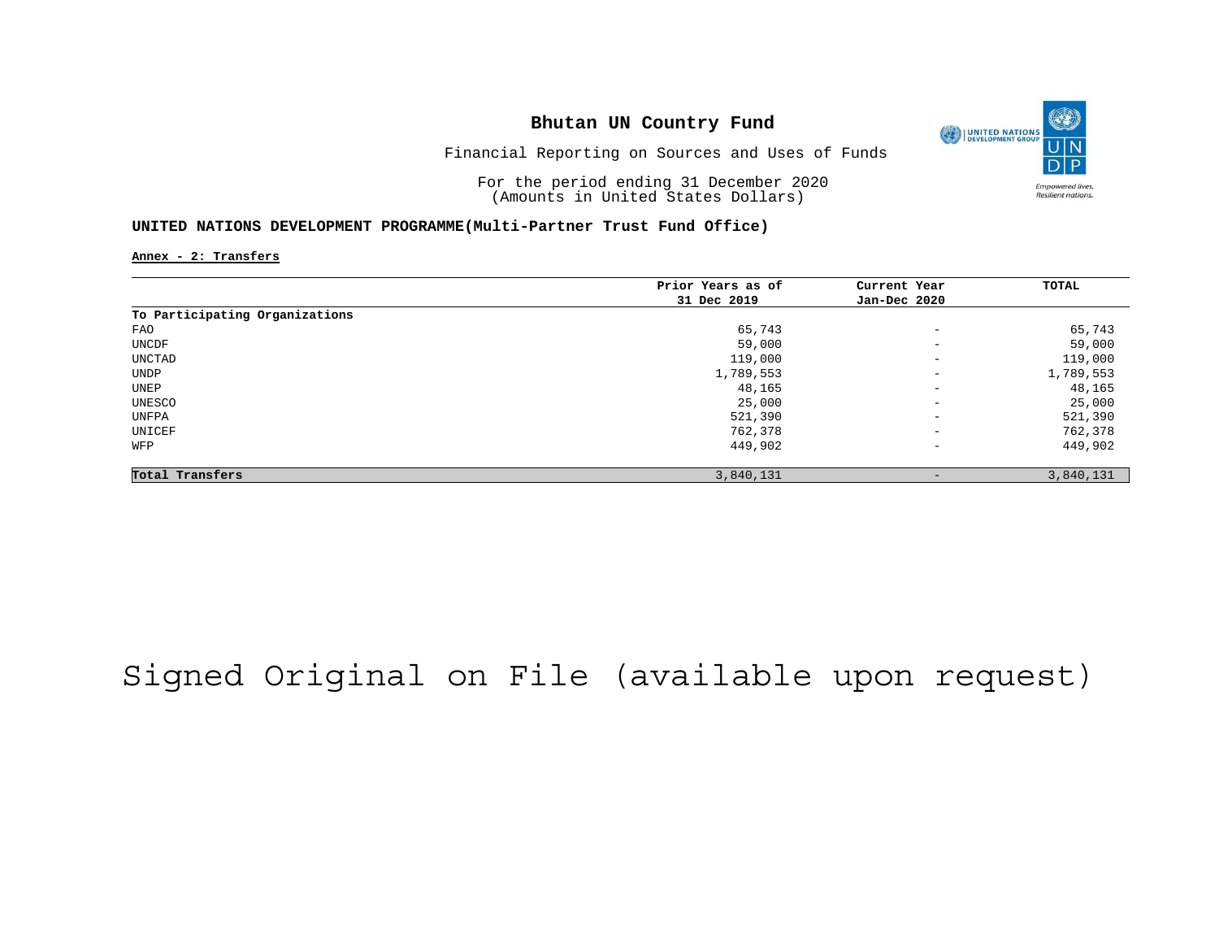# Bhutan UN Country Fund

Financial Reporting on Sources and Uses of Funds

For the period ending 31 December 2020
(Amounts in United States Dollars)

**UNITED NATIONS DEVELOPMENT PROGRAMME(Multi-Partner Trust Fund Office)**

**Annex - 2: Transfers**

| | Prior Years as of 31 Dec 2019 | Current Year Jan-Dec 2020 | TOTAL |
|---|---|---|---|
| **To Participating Organizations** | | | |
| FAO | 65,743 | - | 65,743 |
| UNCDF | 59,000 | - | 59,000 |
| UNCTAD | 119,000 | - | 119,000 |
| UNDP | 1,789,553 | - | 1,789,553 |
| UNEP | 48,165 | - | 48,165 |
| UNESCO | 25,000 | - | 25,000 |
| UNFPA | 521,390 | - | 521,390 |
| UNICEF | 762,378 | - | 762,378 |
| WFP | 449,902 | - | 449,902 |
| **Total Transfers** | 3,840,131 | - | 3,840,131 |

Signed Original on File (available upon request)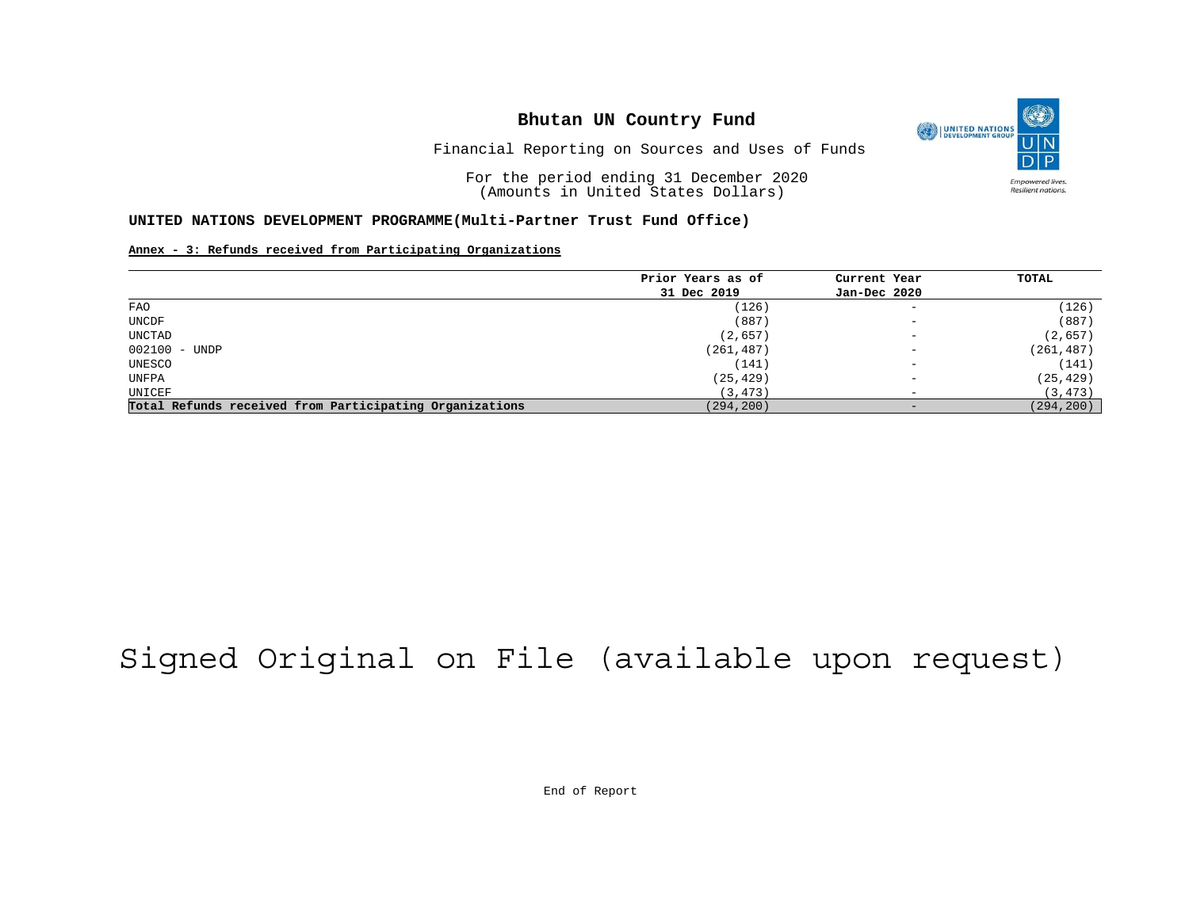# Bhutan UN Country Fund

Financial Reporting on Sources and Uses of Funds

For the period ending 31 December 2020
(Amounts in United States Dollars)

**UNITED NATIONS DEVELOPMENT PROGRAMME(Multi-Partner Trust Fund Office)**

**Annex - 3: Refunds received from Participating Organizations**

| | Prior Years as of 31 Dec 2019 | Current Year Jan-Dec 2020 | TOTAL |
|---|---|---|---|
| FAO | (126) | - | (126) |
| UNCDF | (887) | - | (887) |
| UNCTAD | (2,657) | - | (2,657) |
| 002100 - UNDP | (261,487) | - | (261,487) |
| UNESCO | (141) | - | (141) |
| UNFPA | (25,429) | - | (25,429) |
| UNICEF | (3,473) | - | (3,473) |
| **Total Refunds received from Participating Organizations** | (294,200) | - | (294,200) |

Signed Original on File (available upon request)

End of Report